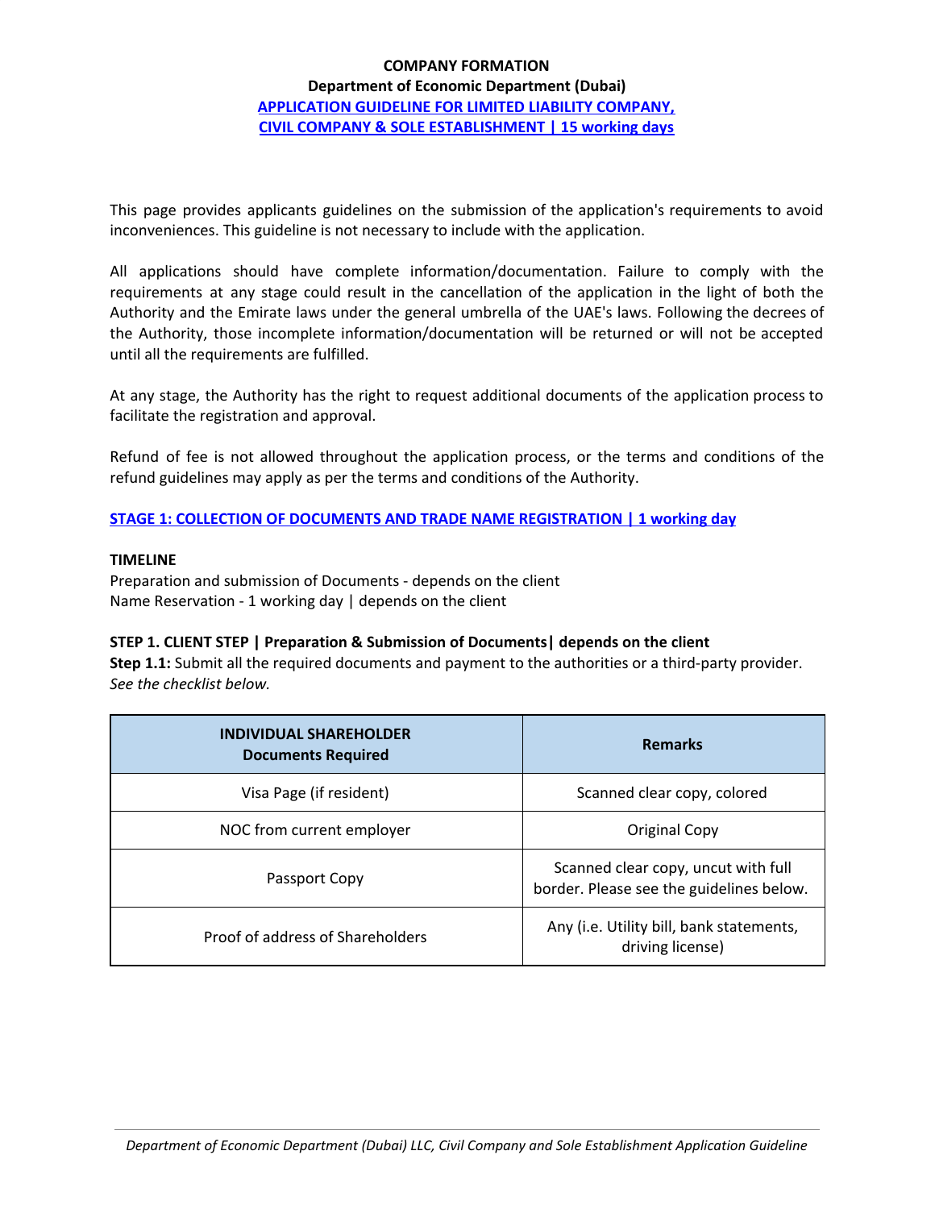# COMPANY FORMATION

## Department of Economic Department (Dubai)

## APPLICATION GUIDELINE FOR LIMITED LIABILITY COMPANY, CIVIL COMPANY & SOLE ESTABLISHMENT | 15 working days

This page provides applicants guidelines on the submission of the application's requirements to avoid inconveniences. This guideline is not necessary to include with the application.

All applications should have complete information/documentation. Failure to comply with the requirements at any stage could result in the cancellation of the application in the light of both the Authority and the Emirate laws under the general umbrella of the UAE's laws. Following the decrees of the Authority, those incomplete information/documentation will be returned or will not be accepted until all the requirements are fulfilled.

At any stage, the Authority has the right to request additional documents of the application process to facilitate the registration and approval.

Refund of fee is not allowed throughout the application process, or the terms and conditions of the refund guidelines may apply as per the terms and conditions of the Authority.

### STAGE 1: COLLECTION OF DOCUMENTS AND TRADE NAME REGISTRATION | 1 working day

**TIMELINE**

Preparation and submission of Documents - depends on the client
Name Reservation - 1 working day | depends on the client

**STEP 1. CLIENT STEP | Preparation & Submission of Documents| depends on the client**

**Step 1.1:** Submit all the required documents and payment to the authorities or a third-party provider. *See the checklist below.*

| INDIVIDUAL SHAREHOLDER Documents Required | Remarks |
|---|---|
| Visa Page (if resident) | Scanned clear copy, colored |
| NOC from current employer | Original Copy |
| Passport Copy | Scanned clear copy, uncut with full border. Please see the guidelines below. |
| Proof of address of Shareholders | Any (i.e. Utility bill, bank statements, driving license) |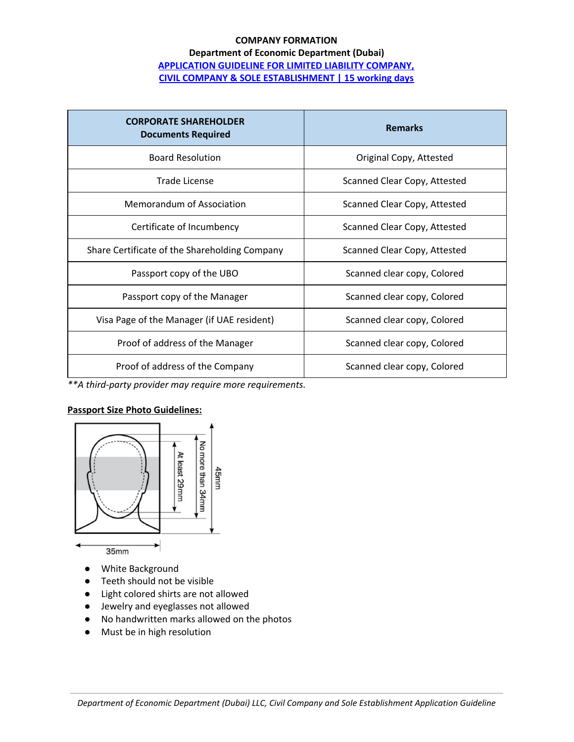**COMPANY FORMATION**

**Department of Economic Department (Dubai)**

**APPLICATION GUIDELINE FOR LIMITED LIABILITY COMPANY, CIVIL COMPANY & SOLE ESTABLISHMENT | 15 working days**

| CORPORATE SHAREHOLDER Documents Required | Remarks |
|---|---|
| Board Resolution | Original Copy, Attested |
| Trade License | Scanned Clear Copy, Attested |
| Memorandum of Association | Scanned Clear Copy, Attested |
| Certificate of Incumbency | Scanned Clear Copy, Attested |
| Share Certificate of the Shareholding Company | Scanned Clear Copy, Attested |
| Passport copy of the UBO | Scanned clear copy, Colored |
| Passport copy of the Manager | Scanned clear copy, Colored |
| Visa Page of the Manager (if UAE resident) | Scanned clear copy, Colored |
| Proof of address of the Manager | Scanned clear copy, Colored |
| Proof of address of the Company | Scanned clear copy, Colored |

*\*\*A third-party provider may require more requirements.*

**Passport Size Photo Guidelines:**

At least 29mm

No more than 34mm

45mm

35mm

- White Background
- Teeth should not be visible
- Light colored shirts are not allowed
- Jewelry and eyeglasses not allowed
- No handwritten marks allowed on the photos
- Must be in high resolution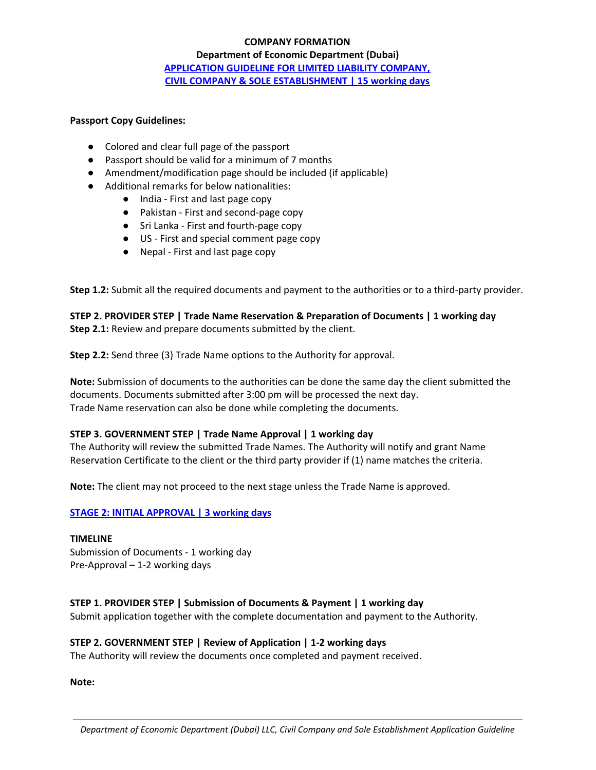**COMPANY FORMATION**

**Department of Economic Department (Dubai)**

**APPLICATION GUIDELINE FOR LIMITED LIABILITY COMPANY, CIVIL COMPANY & SOLE ESTABLISHMENT | 15 working days**

**Passport Copy Guidelines:**

- Colored and clear full page of the passport
- Passport should be valid for a minimum of 7 months
- Amendment/modification page should be included (if applicable)
- Additional remarks for below nationalities:
  - India - First and last page copy
  - Pakistan - First and second-page copy
  - Sri Lanka - First and fourth-page copy
  - US - First and special comment page copy
  - Nepal - First and last page copy

**Step 1.2:** Submit all the required documents and payment to the authorities or to a third-party provider.

**STEP 2. PROVIDER STEP | Trade Name Reservation & Preparation of Documents | 1 working day**

**Step 2.1:** Review and prepare documents submitted by the client.

**Step 2.2:** Send three (3) Trade Name options to the Authority for approval.

**Note:** Submission of documents to the authorities can be done the same day the client submitted the documents. Documents submitted after 3:00 pm will be processed the next day.
Trade Name reservation can also be done while completing the documents.

**STEP 3. GOVERNMENT STEP | Trade Name Approval | 1 working day**

The Authority will review the submitted Trade Names. The Authority will notify and grant Name Reservation Certificate to the client or the third party provider if (1) name matches the criteria.

**Note:** The client may not proceed to the next stage unless the Trade Name is approved.

**STAGE 2: INITIAL APPROVAL | 3 working days**

**TIMELINE**

Submission of Documents - 1 working day
Pre-Approval – 1-2 working days

**STEP 1. PROVIDER STEP | Submission of Documents & Payment | 1 working day**

Submit application together with the complete documentation and payment to the Authority.

**STEP 2. GOVERNMENT STEP | Review of Application | 1-2 working days**

The Authority will review the documents once completed and payment received.

**Note:**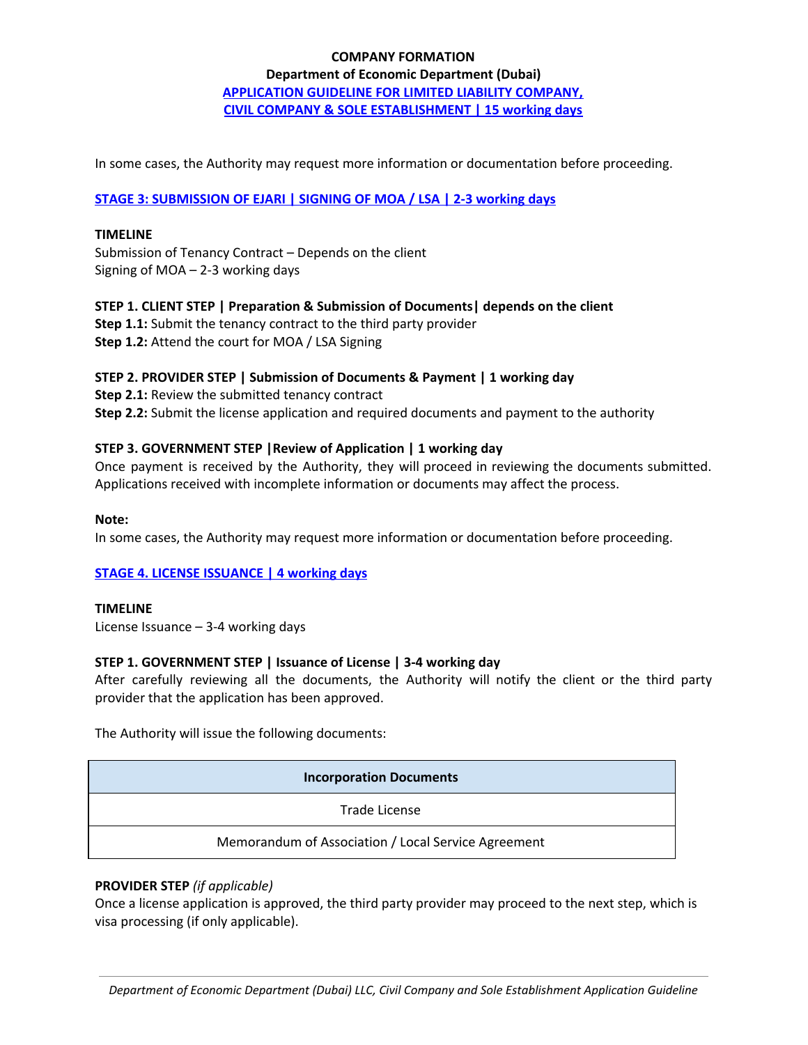**COMPANY FORMATION**
**Department of Economic Department (Dubai)**
**APPLICATION GUIDELINE FOR LIMITED LIABILITY COMPANY, CIVIL COMPANY & SOLE ESTABLISHMENT | 15 working days**

In some cases, the Authority may request more information or documentation before proceeding.

## STAGE 3: SUBMISSION OF EJARI | SIGNING OF MOA / LSA | 2-3 working days

**TIMELINE**
Submission of Tenancy Contract – Depends on the client
Signing of MOA – 2-3 working days

**STEP 1. CLIENT STEP | Preparation & Submission of Documents| depends on the client**
**Step 1.1:** Submit the tenancy contract to the third party provider
**Step 1.2:** Attend the court for MOA / LSA Signing

**STEP 2. PROVIDER STEP | Submission of Documents & Payment | 1 working day**
**Step 2.1:** Review the submitted tenancy contract
**Step 2.2:** Submit the license application and required documents and payment to the authority

**STEP 3. GOVERNMENT STEP |Review of Application | 1 working day**
Once payment is received by the Authority, they will proceed in reviewing the documents submitted. Applications received with incomplete information or documents may affect the process.

**Note:**
In some cases, the Authority may request more information or documentation before proceeding.

## STAGE 4. LICENSE ISSUANCE | 4 working days

**TIMELINE**
License Issuance – 3-4 working days

**STEP 1. GOVERNMENT STEP | Issuance of License | 3-4 working day**
After carefully reviewing all the documents, the Authority will notify the client or the third party provider that the application has been approved.

The Authority will issue the following documents:

| Incorporation Documents |
|---|
| Trade License |
| Memorandum of Association / Local Service Agreement |

**PROVIDER STEP** *(if applicable)*
Once a license application is approved, the third party provider may proceed to the next step, which is visa processing (if only applicable).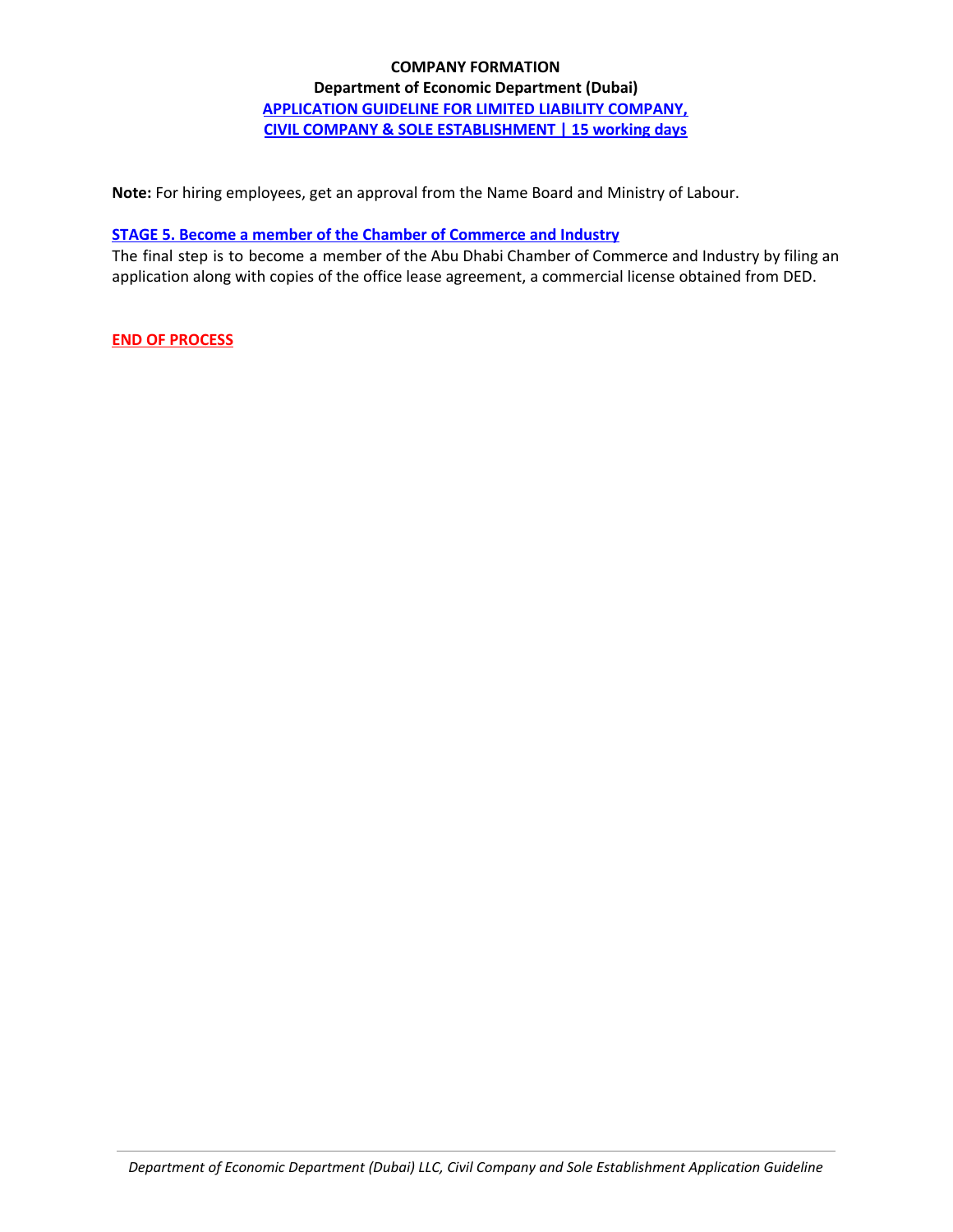**COMPANY FORMATION**

**Department of Economic Department (Dubai)**

**APPLICATION GUIDELINE FOR LIMITED LIABILITY COMPANY, CIVIL COMPANY & SOLE ESTABLISHMENT | 15 working days**

**Note:** For hiring employees, get an approval from the Name Board and Ministry of Labour.

### STAGE 5. Become a member of the Chamber of Commerce and Industry

The final step is to become a member of the Abu Dhabi Chamber of Commerce and Industry by filing an application along with copies of the office lease agreement, a commercial license obtained from DED.

**END OF PROCESS**